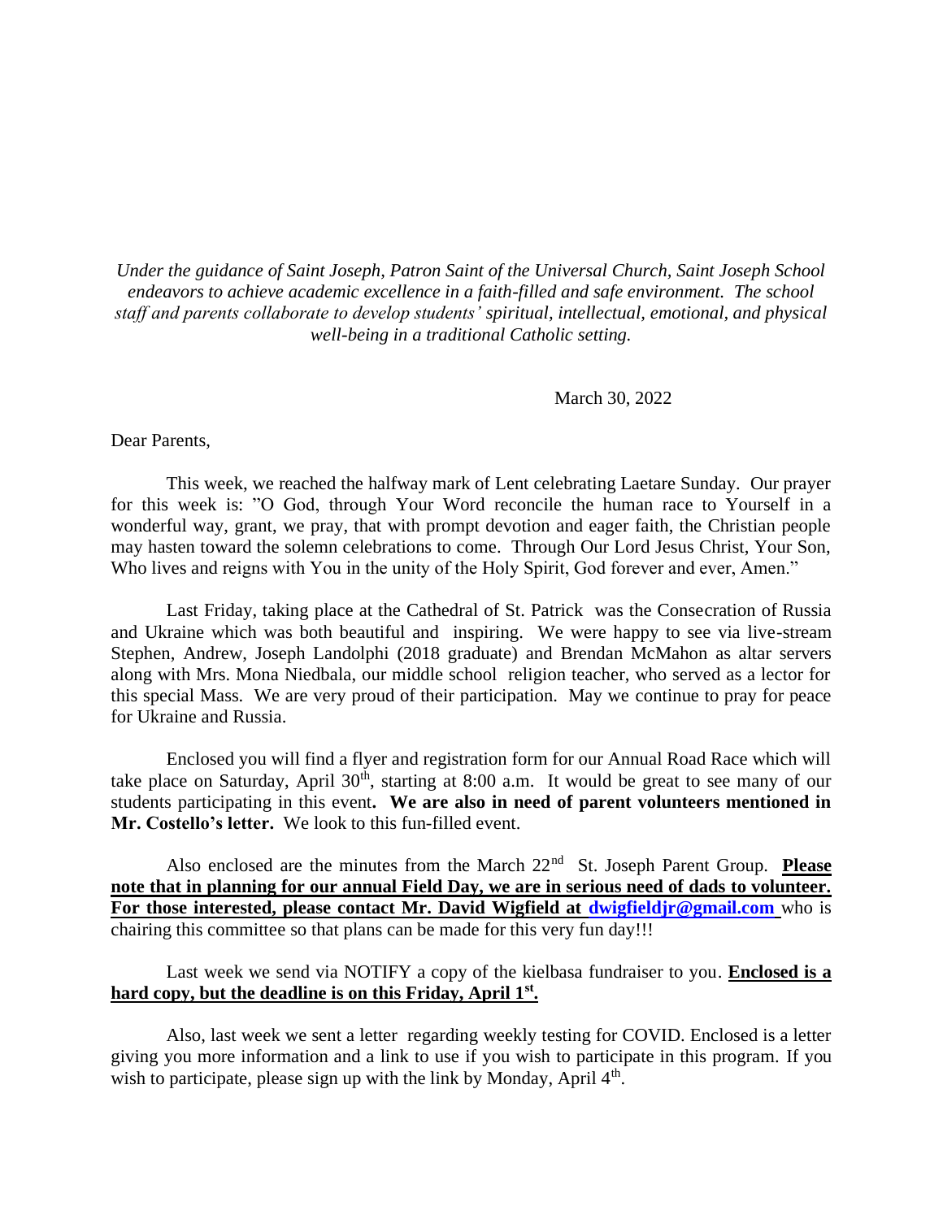*Under the guidance of Saint Joseph, Patron Saint of the Universal Church, Saint Joseph School endeavors to achieve academic excellence in a faith-filled and safe environment. The school staff and parents collaborate to develop students' spiritual, intellectual, emotional, and physical well-being in a traditional Catholic setting.*

March 30, 2022

Dear Parents,

This week, we reached the halfway mark of Lent celebrating Laetare Sunday. Our prayer for this week is: "O God, through Your Word reconcile the human race to Yourself in a wonderful way, grant, we pray, that with prompt devotion and eager faith, the Christian people may hasten toward the solemn celebrations to come. Through Our Lord Jesus Christ, Your Son, Who lives and reigns with You in the unity of the Holy Spirit, God forever and ever, Amen."

Last Friday, taking place at the Cathedral of St. Patrick was the Consecration of Russia and Ukraine which was both beautiful and inspiring. We were happy to see via live-stream Stephen, Andrew, Joseph Landolphi (2018 graduate) and Brendan McMahon as altar servers along with Mrs. Mona Niedbala, our middle school religion teacher, who served as a lector for this special Mass. We are very proud of their participation. May we continue to pray for peace for Ukraine and Russia.

Enclosed you will find a flyer and registration form for our Annual Road Race which will take place on Saturday, April 30th, starting at 8:00 a.m. It would be great to see many of our students participating in this event**. We are also in need of parent volunteers mentioned in Mr. Costello's letter.** We look to this fun-filled event.

Also enclosed are the minutes from the March 22nd St. Joseph Parent Group. **Please note that in planning for our annual Field Day, we are in serious need of dads to volunteer. For those interested, please contact Mr. David Wigfield at dwigfieldjr@gmail.com** who is chairing this committee so that plans can be made for this very fun day!!!

Last week we send via NOTIFY a copy of the kielbasa fundraiser to you. **Enclosed is a hard copy, but the deadline is on this Friday, April 1st.**

Also, last week we sent a letter regarding weekly testing for COVID. Enclosed is a letter giving you more information and a link to use if you wish to participate in this program. If you wish to participate, please sign up with the link by Monday, April 4th.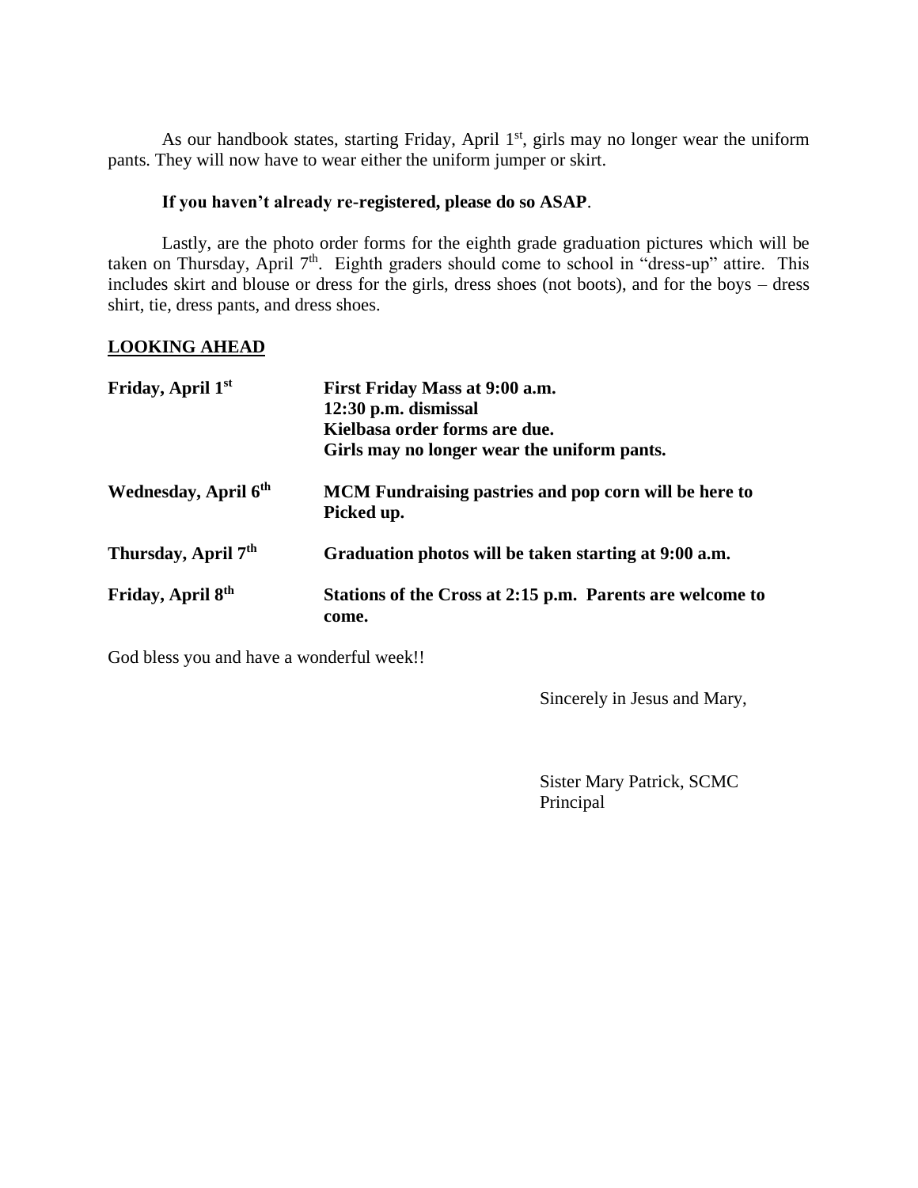As our handbook states, starting Friday, April 1st, girls may no longer wear the uniform pants. They will now have to wear either the uniform jumper or skirt.

**If you haven't already re-registered, please do so ASAP**.

Lastly, are the photo order forms for the eighth grade graduation pictures which will be taken on Thursday, April 7th. Eighth graders should come to school in "dress-up" attire. This includes skirt and blouse or dress for the girls, dress shoes (not boots), and for the boys – dress shirt, tie, dress pants, and dress shoes.

**LOOKING AHEAD**

| | |
|---|---|
| **Friday, April 1st** | **First Friday Mass at 9:00 a.m.**<br>**12:30 p.m. dismissal**<br>**Kielbasa order forms are due.**<br>**Girls may no longer wear the uniform pants.** |
| **Wednesday, April 6th** | **MCM Fundraising pastries and pop corn will be here to Picked up.** |
| **Thursday, April 7th** | **Graduation photos will be taken starting at 9:00 a.m.** |
| **Friday, April 8th** | **Stations of the Cross at 2:15 p.m. Parents are welcome to come.** |

God bless you and have a wonderful week!!

Sincerely in Jesus and Mary,

Sister Mary Patrick, SCMC
Principal